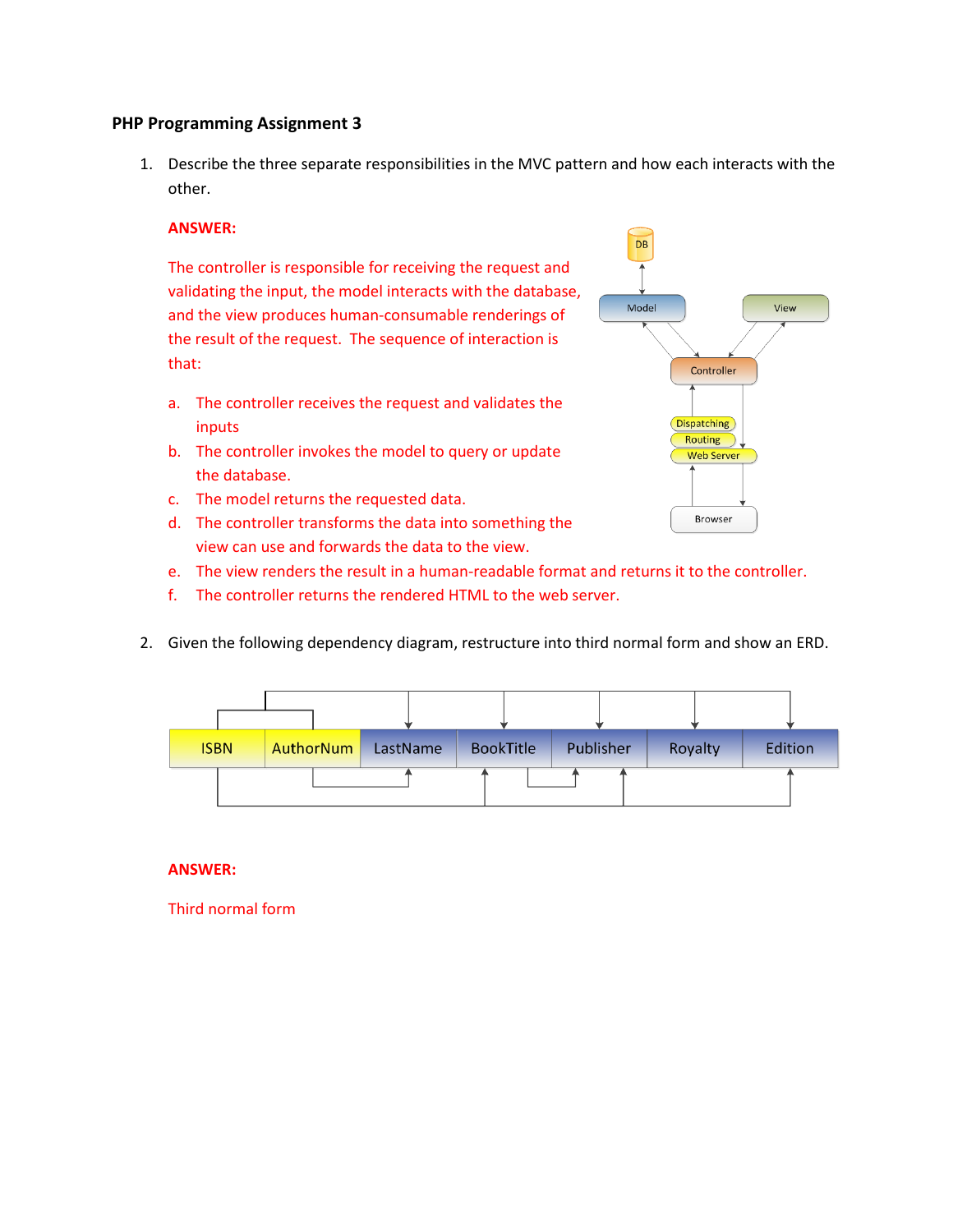**PHP Programming Assignment 3**

1. Describe the three separate responsibilities in the MVC pattern and how each interacts with the other.

   **ANSWER:**

   The controller is responsible for receiving the request and validating the input, the model interacts with the database, and the view produces human-consumable renderings of the result of the request. The sequence of interaction is that:

   a. The controller receives the request and validates the inputs
   b. The controller invokes the model to query or update the database.
   c. The model returns the requested data.
   d. The controller transforms the data into something the view can use and forwards the data to the view.
   e. The view renders the result in a human-readable format and returns it to the controller.
   f. The controller returns the rendered HTML to the web server.

2. Given the following dependency diagram, restructure into third normal form and show an ERD.

| ISBN | AuthorNum | LastName | BookTitle | Publisher | Royalty | Edition |
| --- | --- | --- | --- | --- | --- | --- |

   **ANSWER:**

   Third normal form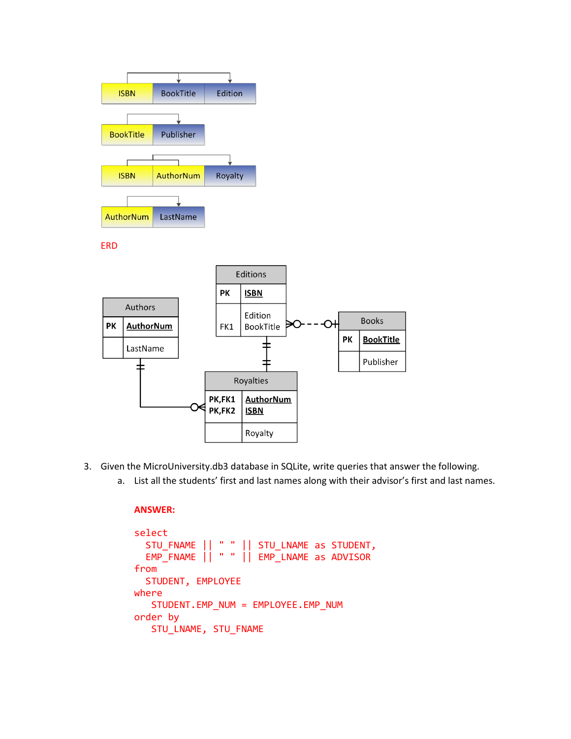| ISBN | BookTitle | Edition |
|---|---|---|

| BookTitle | Publisher |
|---|---|

| ISBN | AuthorNum | Royalty |
|---|---|---|

| AuthorNum | LastName |
|---|---|

ERD

**Authors**

| | |
|---|---|
| PK | AuthorNum |
| | LastName |

**Editions**

| | |
|---|---|
| PK | ISBN |
| FK1 | Edition<br>BookTitle |

**Books**

| | |
|---|---|
| PK | BookTitle |
| | Publisher |

**Royalties**

| | |
|---|---|
| PK,FK1<br>PK,FK2 | AuthorNum<br>ISBN |
| | Royalty |

3. Given the MicroUniversity.db3 database in SQLite, write queries that answer the following.
   a. List all the students' first and last names along with their advisor's first and last names.

**ANSWER:**

```
select
  STU_FNAME || " " || STU_LNAME as STUDENT,
  EMP_FNAME || " " || EMP_LNAME as ADVISOR
from
  STUDENT, EMPLOYEE
where
   STUDENT.EMP_NUM = EMPLOYEE.EMP_NUM
order by
   STU_LNAME, STU_FNAME
```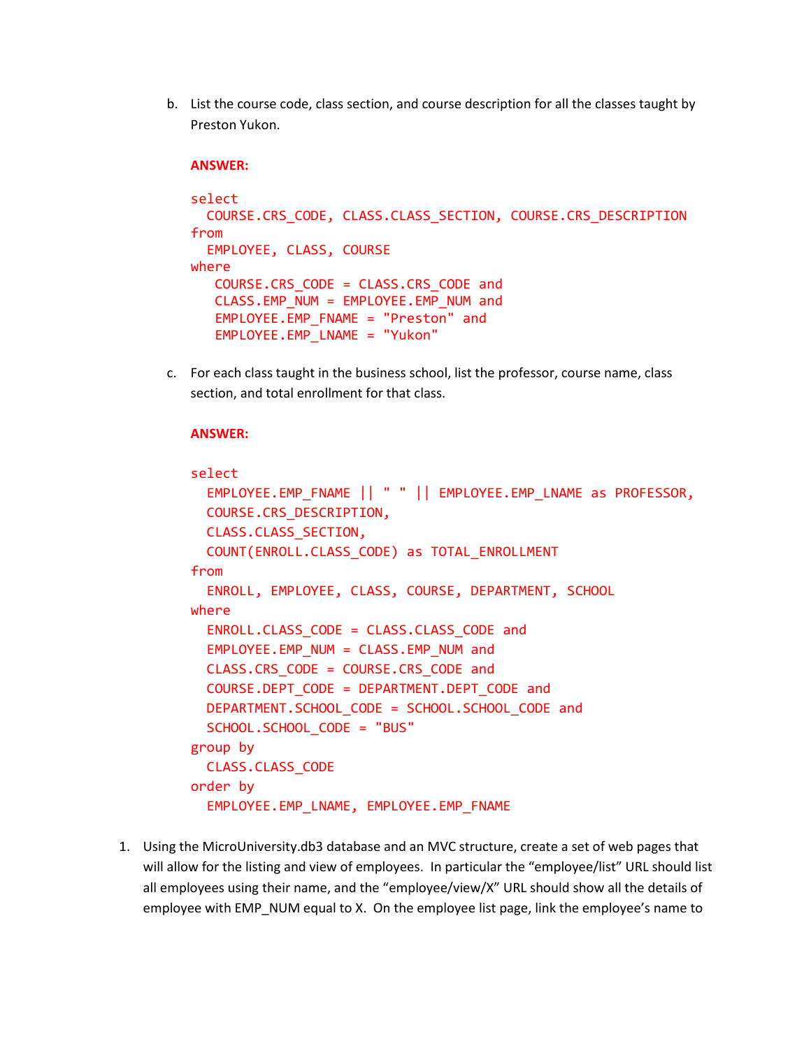b. List the course code, class section, and course description for all the classes taught by Preston Yukon.

   **ANSWER:**

```
select
  COURSE.CRS_CODE, CLASS.CLASS_SECTION, COURSE.CRS_DESCRIPTION
from
  EMPLOYEE, CLASS, COURSE
where
   COURSE.CRS_CODE = CLASS.CRS_CODE and
   CLASS.EMP_NUM = EMPLOYEE.EMP_NUM and
   EMPLOYEE.EMP_FNAME = "Preston" and
   EMPLOYEE.EMP_LNAME = "Yukon"
```

c. For each class taught in the business school, list the professor, course name, class section, and total enrollment for that class.

   **ANSWER:**

```
select
  EMPLOYEE.EMP_FNAME || " " || EMPLOYEE.EMP_LNAME as PROFESSOR,
  COURSE.CRS_DESCRIPTION,
  CLASS.CLASS_SECTION,
  COUNT(ENROLL.CLASS_CODE) as TOTAL_ENROLLMENT
from
  ENROLL, EMPLOYEE, CLASS, COURSE, DEPARTMENT, SCHOOL
where
  ENROLL.CLASS_CODE = CLASS.CLASS_CODE and
  EMPLOYEE.EMP_NUM = CLASS.EMP_NUM and
  CLASS.CRS_CODE = COURSE.CRS_CODE and
  COURSE.DEPT_CODE = DEPARTMENT.DEPT_CODE and
  DEPARTMENT.SCHOOL_CODE = SCHOOL.SCHOOL_CODE and
  SCHOOL.SCHOOL_CODE = "BUS"
group by
  CLASS.CLASS_CODE
order by
  EMPLOYEE.EMP_LNAME, EMPLOYEE.EMP_FNAME
```

1. Using the MicroUniversity.db3 database and an MVC structure, create a set of web pages that will allow for the listing and view of employees. In particular the "employee/list" URL should list all employees using their name, and the "employee/view/X" URL should show all the details of employee with EMP_NUM equal to X. On the employee list page, link the employee's name to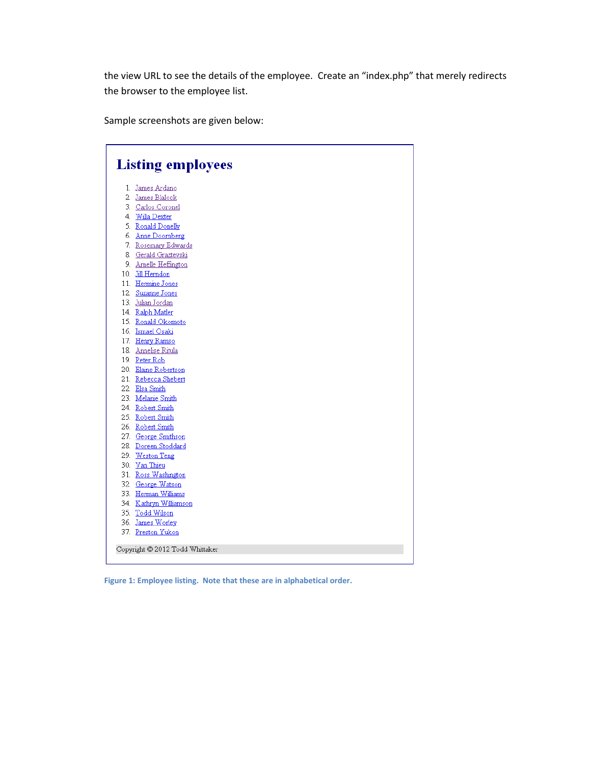the view URL to see the details of the employee. Create an "index.php" that merely redirects the browser to the employee list.

Sample screenshots are given below:

# Listing employees

1. James Ardano
2. James Blalock
3. Carlos Coronel
4. Willa Dexter
5. Ronald Donelly
6. Anne Doornberg
7. Rosemary Edwards
8. Gerald Graztewski
9. Arnelle Heffington
10. Jill Herndon
11. Hermine Jones
12. Suzanne Jones
13. Julian Jordan
14. Ralph Matler
15. Ronald Okomoto
16. Ismael Osaki
17. Henry Ramso
18. Annelise Ritula
19. Peter Rob
20. Elaine Robertson
21. Rebecca Shebert
22. Elsa Smith
23. Melanie Smith
24. Robert Smith
25. Robert Smith
26. Robert Smith
27. George Smithson
28. Doreen Stoddard
29. Weston Teng
30. Van Thieu
31. Ross Washington
32. George Watson
33. Herman Williams
34. Kathryn Williamson
35. Todd Wilson
36. James Worley
37. Preston Yukon

Copyright © 2012 Todd Whittaker

**Figure 1: Employee listing. Note that these are in alphabetical order.**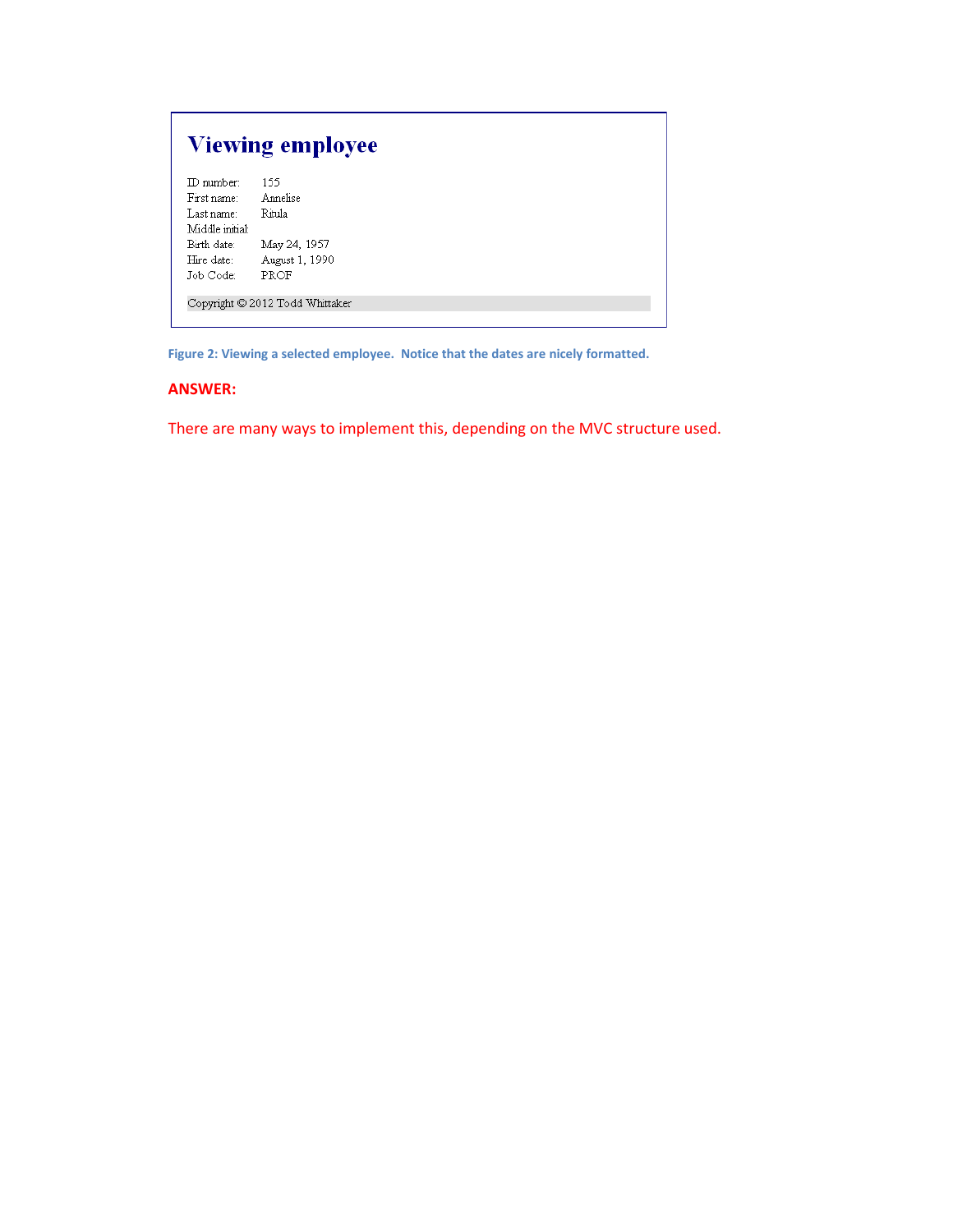# Viewing employee

| | |
|---|---|
| ID number: | 155 |
| First name: | Annelise |
| Last name: | Ritula |
| Middle initial: | |
| Birth date: | May 24, 1957 |
| Hire date: | August 1, 1990 |
| Job Code: | PROF |

Copyright © 2012 Todd Whittaker

**Figure 2: Viewing a selected employee. Notice that the dates are nicely formatted.**

**ANSWER:**

There are many ways to implement this, depending on the MVC structure used.